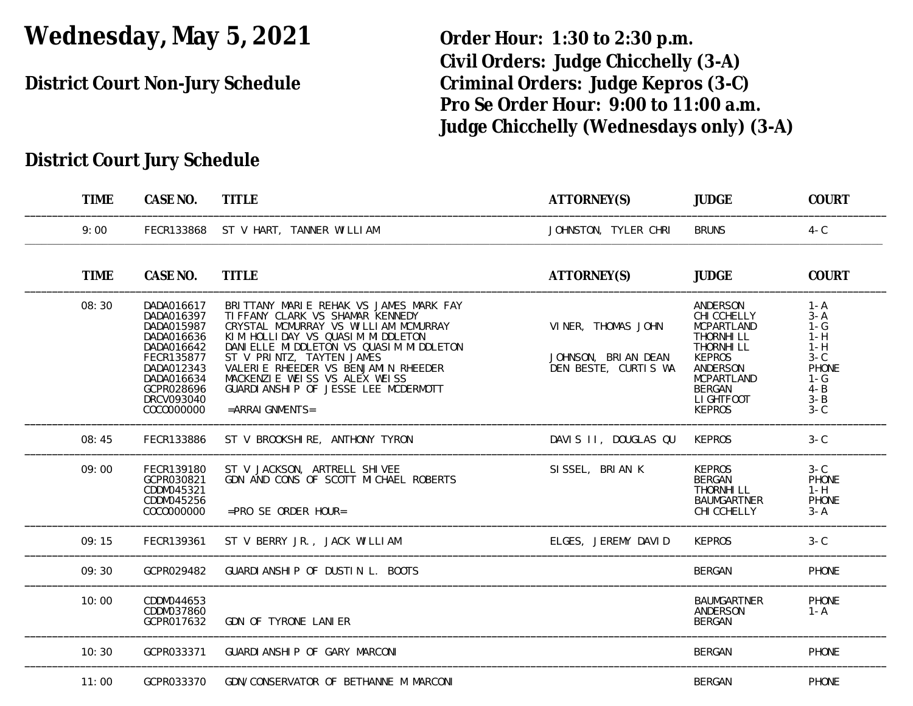# Wednesday, May 5, 2021

## District Court Non-Jury Schedule

**Order Hour: 1:30 to 2:30 p.m.**
**Civil Orders: Judge Chicchelly (3-A)**
**Criminal Orders: Judge Kepros (3-C)**
**Pro Se Order Hour: 9:00 to 11:00 a.m.**
**Judge Chicchelly (Wednesdays only) (3-A)**

## District Court Jury Schedule

| TIME | CASE NO. | TITLE | ATTORNEY(S) | JUDGE | COURT |
|---|---|---|---|---|---|
| 9:00 | FECR133868 | ST V HART, TANNER WILLIAM | JOHNSTON, TYLER CHRI | BRUNS | 4-C |

| TIME | CASE NO. | TITLE | ATTORNEY(S) | JUDGE | COURT |
|---|---|---|---|---|---|
| 08:30 | DADA016617 | BRITTANY MARIE REHAK VS JAMES MARK FAY | | ANDERSON | 1-A |
| | DADA016397 | TIFFANY CLARK VS SHAMAR KENNEDY | | CHICCHELLY | 3-A |
| | DADA015987 | CRYSTAL MCMURRAY VS WILLIAM MCMURRAY | VINER, THOMAS JOHN | MCPARTLAND | 1-G |
| | DADA016636 | KIM HOLLIDAY VS QUASIM MIDDLETON | | THORNHILL | 1-H |
| | DADA016642 | DANIELLE MIDDLETON VS QUASIM MIDDLETON | | THORNHILL | 1-H |
| | FECR135877 | ST V PRINTZ, TAYTEN JAMES | JOHNSON, BRIAN DEAN | KEPROS | 3-C |
| | DADA012343 | VALERIE RHEEDER VS BENJAMIN RHEEDER | DEN BESTE, CURTIS WA | ANDERSON | PHONE |
| | DADA016634 | MACKENZIE WEISS VS ALEX WEISS | | MCPARTLAND | 1-G |
| | GCPR028696 | GUARDIANSHIP OF JESSE LEE MCDERMOTT | | BERGAN | 4-B |
| | DRCV093040 | | | LIGHTFOOT | 3-B |
| | COCO000000 | =ARRAIGNMENTS= | | KEPROS | 3-C |
| 08:45 | FECR133886 | ST V BROOKSHIRE, ANTHONY TYRON | DAVIS II, DOUGLAS QU | KEPROS | 3-C |
| 09:00 | FECR139180 | ST V JACKSON, ARTRELL SHIVEE | SISSEL, BRIAN K | KEPROS | 3-C |
| | GCPR030821 | GDN AND CONS OF SCOTT MICHAEL ROBERTS | | BERGAN | PHONE |
| | CDDM045321 | | | THORNHILL | 1-H |
| | CDDM045256 | | | BAUMGARTNER | PHONE |
| | COCO000000 | =PRO SE ORDER HOUR= | | CHICCHELLY | 3-A |
| 09:15 | FECR139361 | ST V BERRY JR., JACK WILLIAM | ELGES, JEREMY DAVID | KEPROS | 3-C |
| 09:30 | GCPR029482 | GUARDIANSHIP OF DUSTIN L. BOOTS | | BERGAN | PHONE |
| 10:00 | CDDM044653 | | | BAUMGARTNER | PHONE |
| | CDDM037860 | | | ANDERSON | 1-A |
| | GCPR017632 | GDN OF TYRONE LANIER | | BERGAN | |
| 10:30 | GCPR033371 | GUARDIANSHIP OF GARY MARCONI | | BERGAN | PHONE |
| 11:00 | GCPR033370 | GDN/CONSERVATOR OF BETHANNE M MARCONI | | BERGAN | PHONE |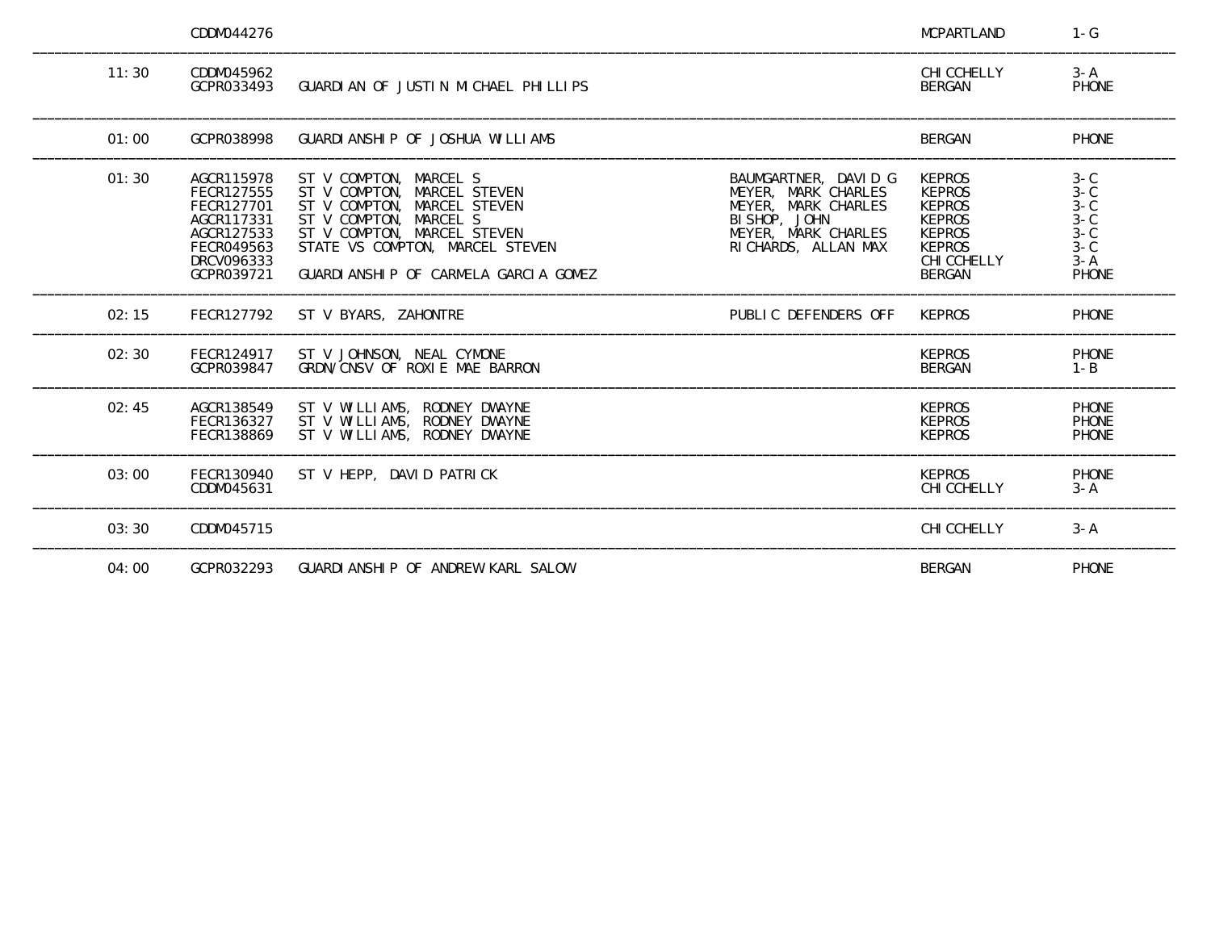| Time | Case Number | Case Title | Attorney | Judge | Location |
|---|---|---|---|---|---|
| | CDDM044276 | | | MCPARTLAND | 1-G |
| 11:30 | CDDM045962 | | | CHICCHELLY | 3-A |
| | GCPR033493 | GUARDIAN OF JUSTIN MICHAEL PHILLIPS | | BERGAN | PHONE |
| 01:00 | GCPR038998 | GUARDIANSHIP OF JOSHUA WILLIAMS | | BERGAN | PHONE |
| 01:30 | AGCR115978 | ST V COMPTON, MARCEL S | BAUMGARTNER, DAVID G | KEPROS | 3-C |
| | FECR127555 | ST V COMPTON, MARCEL STEVEN | MEYER, MARK CHARLES | KEPROS | 3-C |
| | FECR127701 | ST V COMPTON, MARCEL STEVEN | MEYER, MARK CHARLES | KEPROS | 3-C |
| | AGCR117331 | ST V COMPTON, MARCEL S | BISHOP, JOHN | KEPROS | 3-C |
| | AGCR127533 | ST V COMPTON, MARCEL STEVEN | MEYER, MARK CHARLES | KEPROS | 3-C |
| | FECR049563 | STATE VS COMPTON, MARCEL STEVEN | RICHARDS, ALLAN MAX | KEPROS | 3-C |
| | DRCV096333 | | | CHICCHELLY | 3-A |
| | GCPR039721 | GUARDIANSHIP OF CARMELA GARCIA GOMEZ | | BERGAN | PHONE |
| 02:15 | FECR127792 | ST V BYARS, ZAHONTRE | PUBLIC DEFENDERS OFF | KEPROS | PHONE |
| 02:30 | FECR124917 | ST V JOHNSON, NEAL CYMONE | | KEPROS | PHONE |
| | GCPR039847 | GRDN/CNSV OF ROXIE MAE BARRON | | BERGAN | 1-B |
| 02:45 | AGCR138549 | ST V WILLIAMS, RODNEY DWAYNE | | KEPROS | PHONE |
| | FECR136327 | ST V WILLIAMS, RODNEY DWAYNE | | KEPROS | PHONE |
| | FECR138869 | ST V WILLIAMS, RODNEY DWAYNE | | KEPROS | PHONE |
| 03:00 | FECR130940 | ST V HEPP, DAVID PATRICK | | KEPROS | PHONE |
| | CDDM045631 | | | CHICCHELLY | 3-A |
| 03:30 | CDDM045715 | | | CHICCHELLY | 3-A |
| 04:00 | GCPR032293 | GUARDIANSHIP OF ANDREW KARL SALOW | | BERGAN | PHONE |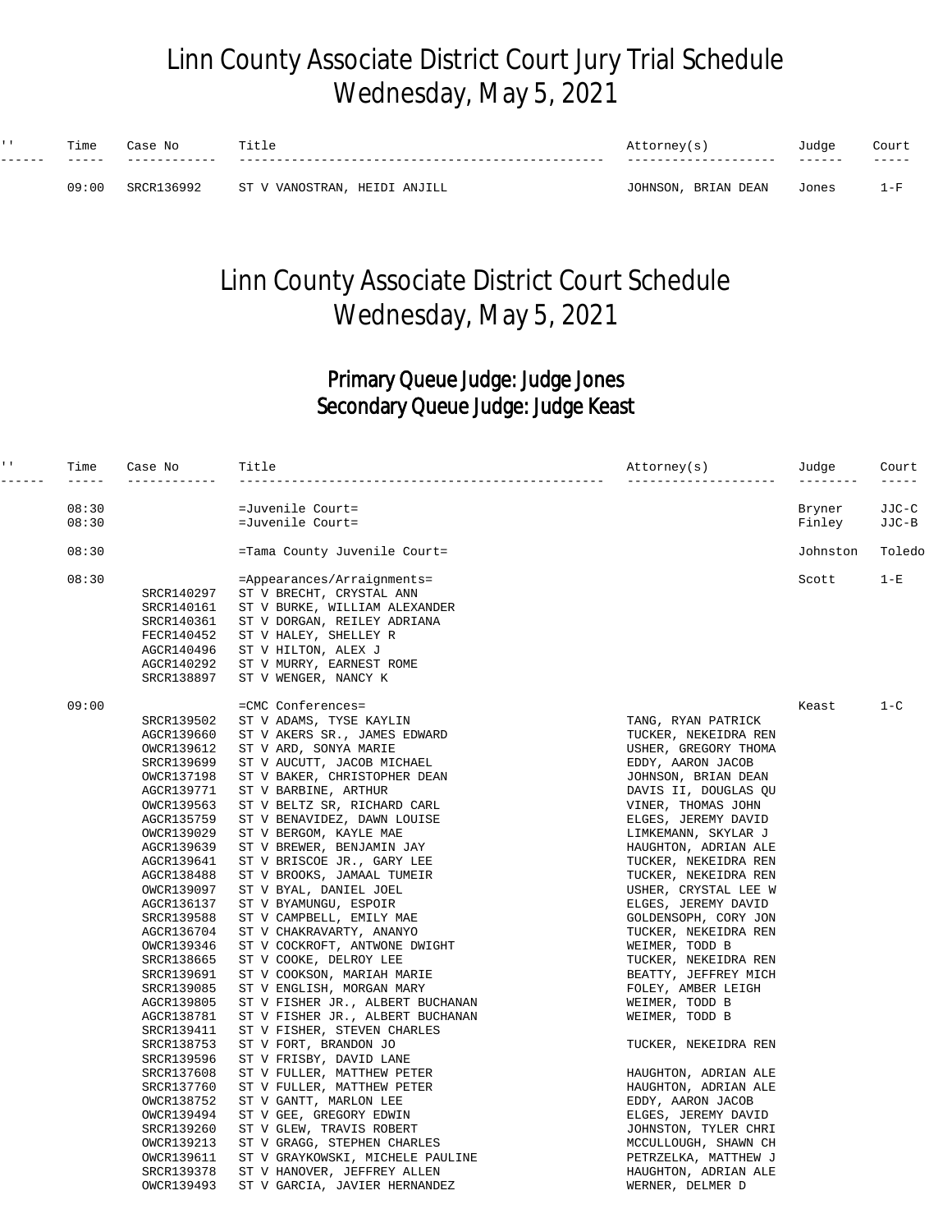# Linn County Associate District Court Jury Trial Schedule
# Wednesday, May 5, 2021

| '' | Time | Case No | Title | Attorney(s) | Judge | Court |
|---|---|---|---|---|---|---|
| | 09:00 | SRCR136992 | ST V VANOSTRAN, HEIDI ANJILL | JOHNSON, BRIAN DEAN | Jones | 1-F |

# Linn County Associate District Court Schedule
# Wednesday, May 5, 2021

## Primary Queue Judge: Judge Jones
## Secondary Queue Judge: Judge Keast

| '' | Time | Case No | Title | Attorney(s) | Judge | Court |
|---|---|---|---|---|---|---|
| | 08:30 | | =Juvenile Court= | | Bryner | JJC-C |
| | 08:30 | | =Juvenile Court= | | Finley | JJC-B |
| | 08:30 | | =Tama County Juvenile Court= | | Johnston | Toledo |
| | 08:30 | | =Appearances/Arraignments= | | Scott | 1-E |
| | | SRCR140297 | ST V BRECHT, CRYSTAL ANN | | | |
| | | SRCR140161 | ST V BURKE, WILLIAM ALEXANDER | | | |
| | | SRCR140361 | ST V DORGAN, REILEY ADRIANA | | | |
| | | FECR140452 | ST V HALEY, SHELLEY R | | | |
| | | AGCR140496 | ST V HILTON, ALEX J | | | |
| | | AGCR140292 | ST V MURRY, EARNEST ROME | | | |
| | | SRCR138897 | ST V WENGER, NANCY K | | | |
| | 09:00 | | =CMC Conferences= | | Keast | 1-C |
| | | SRCR139502 | ST V ADAMS, TYSE KAYLIN | TANG, RYAN PATRICK | | |
| | | AGCR139660 | ST V AKERS SR., JAMES EDWARD | TUCKER, NEKEIDRA REN | | |
| | | OWCR139612 | ST V ARD, SONYA MARIE | USHER, GREGORY THOMA | | |
| | | SRCR139699 | ST V AUCUTT, JACOB MICHAEL | EDDY, AARON JACOB | | |
| | | OWCR137198 | ST V BAKER, CHRISTOPHER DEAN | JOHNSON, BRIAN DEAN | | |
| | | AGCR139771 | ST V BARBINE, ARTHUR | DAVIS II, DOUGLAS QU | | |
| | | OWCR139563 | ST V BELTZ SR, RICHARD CARL | VINER, THOMAS JOHN | | |
| | | AGCR135759 | ST V BENAVIDEZ, DAWN LOUISE | ELGES, JEREMY DAVID | | |
| | | OWCR139029 | ST V BERGOM, KAYLE MAE | LIMKEMANN, SKYLAR J | | |
| | | AGCR139639 | ST V BREWER, BENJAMIN JAY | HAUGHTON, ADRIAN ALE | | |
| | | AGCR139641 | ST V BRISCOE JR., GARY LEE | TUCKER, NEKEIDRA REN | | |
| | | AGCR138488 | ST V BROOKS, JAMAAL TUMEIR | TUCKER, NEKEIDRA REN | | |
| | | OWCR139097 | ST V BYAL, DANIEL JOEL | USHER, CRYSTAL LEE W | | |
| | | AGCR136137 | ST V BYAMUNGU, ESPOIR | ELGES, JEREMY DAVID | | |
| | | SRCR139588 | ST V CAMPBELL, EMILY MAE | GOLDENSOPH, CORY JON | | |
| | | AGCR136704 | ST V CHAKRAVARTY, ANANYO | TUCKER, NEKEIDRA REN | | |
| | | OWCR139346 | ST V COCKROFT, ANTWONE DWIGHT | WEIMER, TODD B | | |
| | | SRCR138665 | ST V COOKE, DELROY LEE | TUCKER, NEKEIDRA REN | | |
| | | SRCR139691 | ST V COOKSON, MARIAH MARIE | BEATTY, JEFFREY MICH | | |
| | | SRCR139085 | ST V ENGLISH, MORGAN MARY | FOLEY, AMBER LEIGH | | |
| | | AGCR139805 | ST V FISHER JR., ALBERT BUCHANAN | WEIMER, TODD B | | |
| | | AGCR138781 | ST V FISHER JR., ALBERT BUCHANAN | WEIMER, TODD B | | |
| | | SRCR139411 | ST V FISHER, STEVEN CHARLES | | | |
| | | SRCR138753 | ST V FORT, BRANDON JO | TUCKER, NEKEIDRA REN | | |
| | | SRCR139596 | ST V FRISBY, DAVID LANE | | | |
| | | SRCR137608 | ST V FULLER, MATTHEW PETER | HAUGHTON, ADRIAN ALE | | |
| | | SRCR137760 | ST V FULLER, MATTHEW PETER | HAUGHTON, ADRIAN ALE | | |
| | | OWCR138752 | ST V GANTT, MARLON LEE | EDDY, AARON JACOB | | |
| | | OWCR139494 | ST V GEE, GREGORY EDWIN | ELGES, JEREMY DAVID | | |
| | | SRCR139260 | ST V GLEW, TRAVIS ROBERT | JOHNSTON, TYLER CHRI | | |
| | | OWCR139213 | ST V GRAGG, STEPHEN CHARLES | MCCULLOUGH, SHAWN CH | | |
| | | OWCR139611 | ST V GRAYKOWSKI, MICHELE PAULINE | PETRZELKA, MATTHEW J | | |
| | | SRCR139378 | ST V HANOVER, JEFFREY ALLEN | HAUGHTON, ADRIAN ALE | | |
| | | OWCR139493 | ST V GARCIA, JAVIER HERNANDEZ | WERNER, DELMER D | | |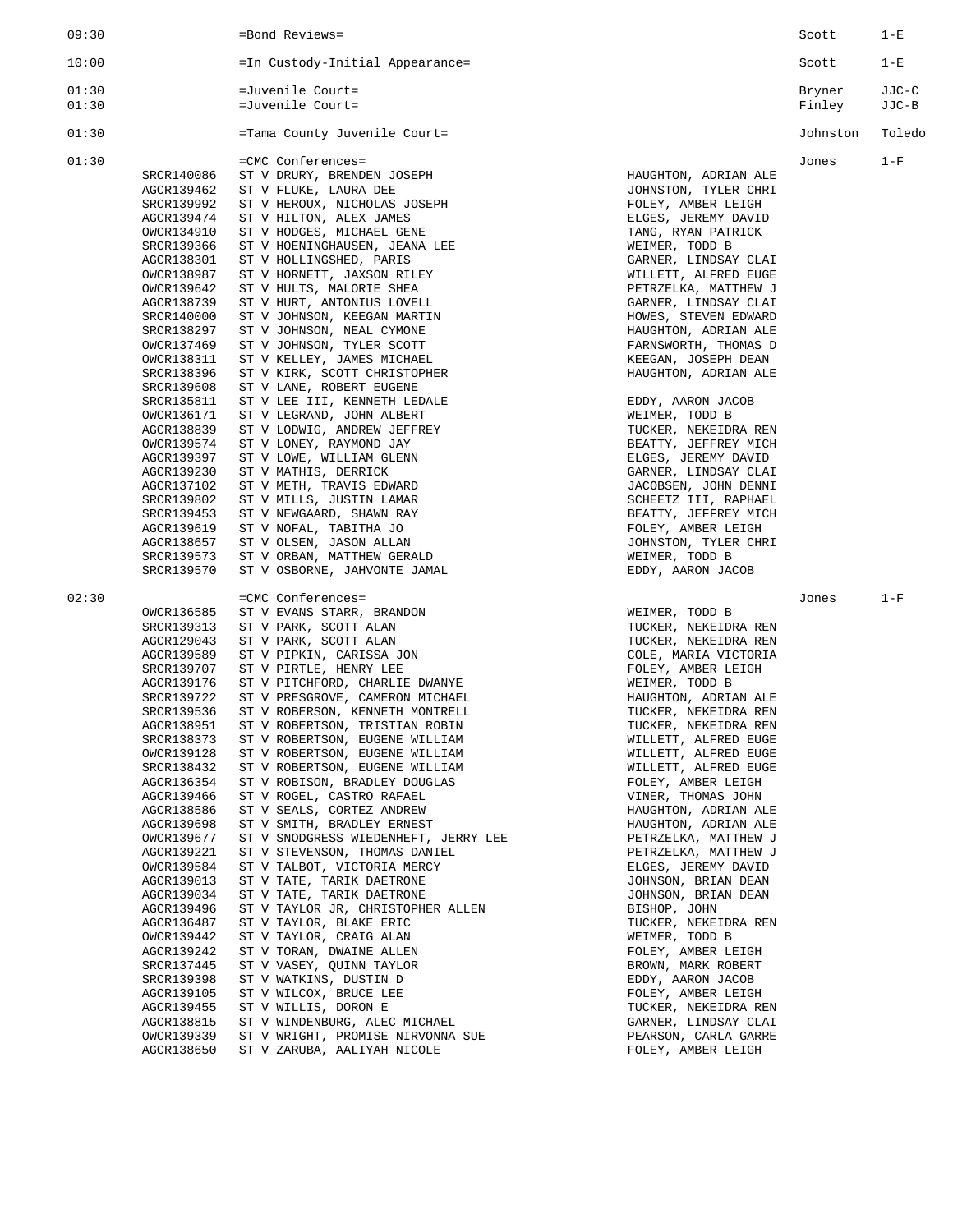| Time | Case | Description | Attorney | Judge | Room |
|---|---|---|---|---|---|
| 09:30 | | =Bond Reviews= | | Scott | 1-E |
| 10:00 | | =In Custody-Initial Appearance= | | Scott | 1-E |
| 01:30 | | =Juvenile Court= | | Bryner | JJC-C |
| 01:30 | | =Juvenile Court= | | Finley | JJC-B |
| 01:30 | | =Tama County Juvenile Court= | | Johnston | Toledo |
| 01:30 | | =CMC Conferences= | | Jones | 1-F |
| | SRCR140086 | ST V DRURY, BRENDEN JOSEPH | HAUGHTON, ADRIAN ALE | | |
| | AGCR139462 | ST V FLUKE, LAURA DEE | JOHNSTON, TYLER CHRI | | |
| | SRCR139992 | ST V HEROUX, NICHOLAS JOSEPH | FOLEY, AMBER LEIGH | | |
| | AGCR139474 | ST V HILTON, ALEX JAMES | ELGES, JEREMY DAVID | | |
| | OWCR134910 | ST V HODGES, MICHAEL GENE | TANG, RYAN PATRICK | | |
| | SRCR139366 | ST V HOENINGHAUSEN, JEANA LEE | WEIMER, TODD B | | |
| | AGCR138301 | ST V HOLLINGSHED, PARIS | GARNER, LINDSAY CLAI | | |
| | OWCR138987 | ST V HORNETT, JAXSON RILEY | WILLETT, ALFRED EUGE | | |
| | OWCR139642 | ST V HULTS, MALORIE SHEA | PETRZELKA, MATTHEW J | | |
| | AGCR138739 | ST V HURT, ANTONIUS LOVELL | GARNER, LINDSAY CLAI | | |
| | SRCR140000 | ST V JOHNSON, KEEGAN MARTIN | HOWES, STEVEN EDWARD | | |
| | SRCR138297 | ST V JOHNSON, NEAL CYMONE | HAUGHTON, ADRIAN ALE | | |
| | OWCR137469 | ST V JOHNSON, TYLER SCOTT | FARNSWORTH, THOMAS D | | |
| | OWCR138311 | ST V KELLEY, JAMES MICHAEL | KEEGAN, JOSEPH DEAN | | |
| | SRCR138396 | ST V KIRK, SCOTT CHRISTOPHER | HAUGHTON, ADRIAN ALE | | |
| | SRCR139608 | ST V LANE, ROBERT EUGENE | | | |
| | SRCR135811 | ST V LEE III, KENNETH LEDALE | EDDY, AARON JACOB | | |
| | OWCR136171 | ST V LEGRAND, JOHN ALBERT | WEIMER, TODD B | | |
| | AGCR138839 | ST V LODWIG, ANDREW JEFFREY | TUCKER, NEKEIDRA REN | | |
| | OWCR139574 | ST V LONEY, RAYMOND JAY | BEATTY, JEFFREY MICH | | |
| | AGCR139397 | ST V LOWE, WILLIAM GLENN | ELGES, JEREMY DAVID | | |
| | AGCR139230 | ST V MATHIS, DERRICK | GARNER, LINDSAY CLAI | | |
| | AGCR137102 | ST V METH, TRAVIS EDWARD | JACOBSEN, JOHN DENNI | | |
| | SRCR139802 | ST V MILLS, JUSTIN LAMAR | SCHEETZ III, RAPHAEL | | |
| | SRCR139453 | ST V NEWGAARD, SHAWN RAY | BEATTY, JEFFREY MICH | | |
| | AGCR139619 | ST V NOFAL, TABITHA JO | FOLEY, AMBER LEIGH | | |
| | AGCR138657 | ST V OLSEN, JASON ALLAN | JOHNSTON, TYLER CHRI | | |
| | SRCR139573 | ST V ORBAN, MATTHEW GERALD | WEIMER, TODD B | | |
| | SRCR139570 | ST V OSBORNE, JAHVONTE JAMAL | EDDY, AARON JACOB | | |
| 02:30 | | =CMC Conferences= | | Jones | 1-F |
| | OWCR136585 | ST V EVANS STARR, BRANDON | WEIMER, TODD B | | |
| | SRCR139313 | ST V PARK, SCOTT ALAN | TUCKER, NEKEIDRA REN | | |
| | AGCR129043 | ST V PARK, SCOTT ALAN | TUCKER, NEKEIDRA REN | | |
| | AGCR139589 | ST V PIPKIN, CARISSA JON | COLE, MARIA VICTORIA | | |
| | SRCR139707 | ST V PIRTLE, HENRY LEE | FOLEY, AMBER LEIGH | | |
| | AGCR139176 | ST V PITCHFORD, CHARLIE DWANYE | WEIMER, TODD B | | |
| | SRCR139722 | ST V PRESGROVE, CAMERON MICHAEL | HAUGHTON, ADRIAN ALE | | |
| | SRCR139536 | ST V ROBERSON, KENNETH MONTRELL | TUCKER, NEKEIDRA REN | | |
| | AGCR138951 | ST V ROBERTSON, TRISTIAN ROBIN | TUCKER, NEKEIDRA REN | | |
| | SRCR138373 | ST V ROBERTSON, EUGENE WILLIAM | WILLETT, ALFRED EUGE | | |
| | OWCR139128 | ST V ROBERTSON, EUGENE WILLIAM | WILLETT, ALFRED EUGE | | |
| | SRCR138432 | ST V ROBERTSON, EUGENE WILLIAM | WILLETT, ALFRED EUGE | | |
| | AGCR136354 | ST V ROBISON, BRADLEY DOUGLAS | FOLEY, AMBER LEIGH | | |
| | AGCR139466 | ST V ROGEL, CASTRO RAFAEL | VINER, THOMAS JOHN | | |
| | AGCR138586 | ST V SEALS, CORTEZ ANDREW | HAUGHTON, ADRIAN ALE | | |
| | AGCR139698 | ST V SMITH, BRADLEY ERNEST | HAUGHTON, ADRIAN ALE | | |
| | OWCR139677 | ST V SNODGRESS WIEDENHEFT, JERRY LEE | PETRZELKA, MATTHEW J | | |
| | AGCR139221 | ST V STEVENSON, THOMAS DANIEL | PETRZELKA, MATTHEW J | | |
| | OWCR139584 | ST V TALBOT, VICTORIA MERCY | ELGES, JEREMY DAVID | | |
| | AGCR139013 | ST V TATE, TARIK DAETRONE | JOHNSON, BRIAN DEAN | | |
| | AGCR139034 | ST V TATE, TARIK DAETRONE | JOHNSON, BRIAN DEAN | | |
| | AGCR139496 | ST V TAYLOR JR, CHRISTOPHER ALLEN | BISHOP, JOHN | | |
| | AGCR136487 | ST V TAYLOR, BLAKE ERIC | TUCKER, NEKEIDRA REN | | |
| | OWCR139442 | ST V TAYLOR, CRAIG ALAN | WEIMER, TODD B | | |
| | AGCR139242 | ST V TORAN, DWAINE ALLEN | FOLEY, AMBER LEIGH | | |
| | SRCR137445 | ST V VASEY, QUINN TAYLOR | BROWN, MARK ROBERT | | |
| | SRCR139398 | ST V WATKINS, DUSTIN D | EDDY, AARON JACOB | | |
| | AGCR139105 | ST V WILCOX, BRUCE LEE | FOLEY, AMBER LEIGH | | |
| | AGCR139455 | ST V WILLIS, DORON E | TUCKER, NEKEIDRA REN | | |
| | AGCR138815 | ST V WINDENBURG, ALEC MICHAEL | GARNER, LINDSAY CLAI | | |
| | OWCR139339 | ST V WRIGHT, PROMISE NIRVONNA SUE | PEARSON, CARLA GARRE | | |
| | AGCR138650 | ST V ZARUBA, AALIYAH NICOLE | FOLEY, AMBER LEIGH | | |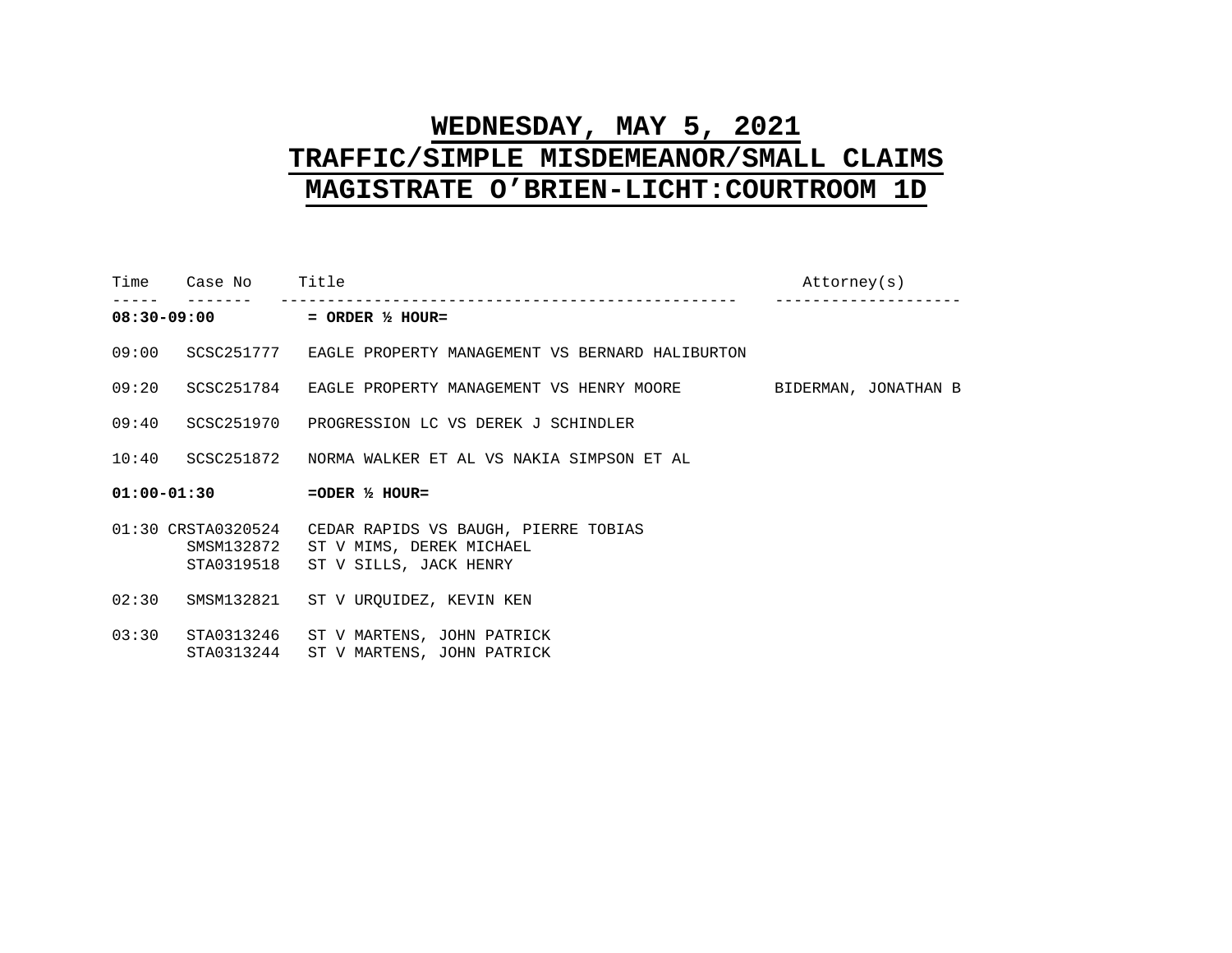# WEDNESDAY, MAY 5, 2021
# TRAFFIC/SIMPLE MISDEMEANOR/SMALL CLAIMS
# MAGISTRATE O'BRIEN-LICHT:COURTROOM 1D

| Time | Case No | Title | Attorney(s) |
| --- | --- | --- | --- |
| **08:30-09:00** | | **= ORDER ½ HOUR=** | |
| 09:00 | SCSC251777 | EAGLE PROPERTY MANAGEMENT VS BERNARD HALIBURTON | |
| 09:20 | SCSC251784 | EAGLE PROPERTY MANAGEMENT VS HENRY MOORE | BIDERMAN, JONATHAN B |
| 09:40 | SCSC251970 | PROGRESSION LC VS DEREK J SCHINDLER | |
| 10:40 | SCSC251872 | NORMA WALKER ET AL VS NAKIA SIMPSON ET AL | |
| **01:00-01:30** | | **=ODER ½ HOUR=** | |
| 01:30 | CRSTA0320524 | CEDAR RAPIDS VS BAUGH, PIERRE TOBIAS | |
| | SMSM132872 | ST V MIMS, DEREK MICHAEL | |
| | STA0319518 | ST V SILLS, JACK HENRY | |
| 02:30 | SMSM132821 | ST V URQUIDEZ, KEVIN KEN | |
| 03:30 | STA0313246 | ST V MARTENS, JOHN PATRICK | |
| | STA0313244 | ST V MARTENS, JOHN PATRICK | |